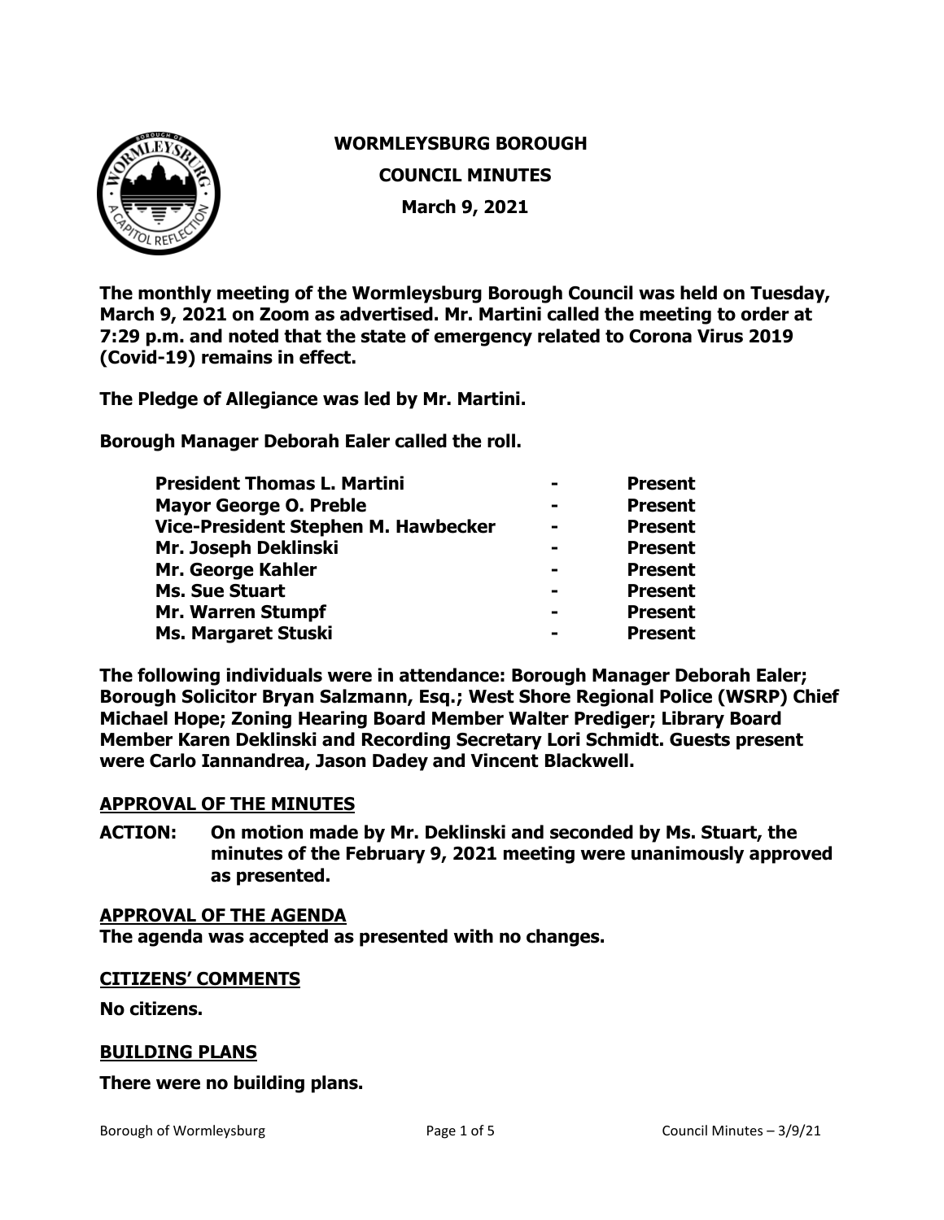# WORMLEYSBURG BOROUGH

## COUNCIL MINUTES

## March 9, 2021

**The monthly meeting of the Wormleysburg Borough Council was held on Tuesday, March 9, 2021 on Zoom as advertised. Mr. Martini called the meeting to order at 7:29 p.m. and noted that the state of emergency related to Corona Virus 2019 (Covid-19) remains in effect.**

**The Pledge of Allegiance was led by Mr. Martini.**

**Borough Manager Deborah Ealer called the roll.**

| | | |
|---|---|---|
| **President Thomas L. Martini** | **-** | **Present** |
| **Mayor George O. Preble** | **-** | **Present** |
| **Vice-President Stephen M. Hawbecker** | **-** | **Present** |
| **Mr. Joseph Deklinski** | **-** | **Present** |
| **Mr. George Kahler** | **-** | **Present** |
| **Ms. Sue Stuart** | **-** | **Present** |
| **Mr. Warren Stumpf** | **-** | **Present** |
| **Ms. Margaret Stuski** | **-** | **Present** |

**The following individuals were in attendance: Borough Manager Deborah Ealer; Borough Solicitor Bryan Salzmann, Esq.; West Shore Regional Police (WSRP) Chief Michael Hope; Zoning Hearing Board Member Walter Prediger; Library Board Member Karen Deklinski and Recording Secretary Lori Schmidt. Guests present were Carlo Iannandrea, Jason Dadey and Vincent Blackwell.**

### APPROVAL OF THE MINUTES

**ACTION: On motion made by Mr. Deklinski and seconded by Ms. Stuart, the minutes of the February 9, 2021 meeting were unanimously approved as presented.**

### APPROVAL OF THE AGENDA

**The agenda was accepted as presented with no changes.**

### CITIZENS' COMMENTS

**No citizens.**

### BUILDING PLANS

**There were no building plans.**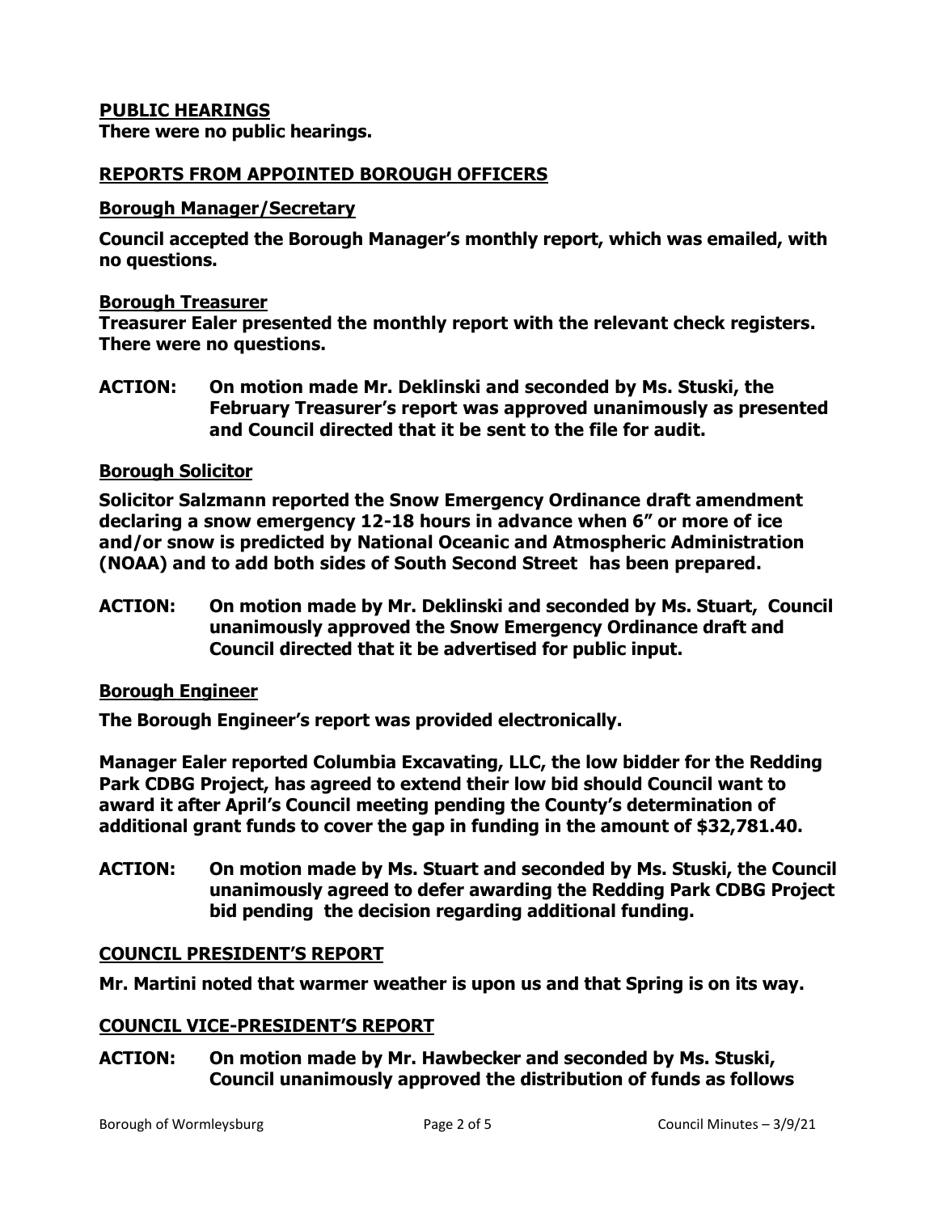## PUBLIC HEARINGS

**There were no public hearings.**

## REPORTS FROM APPOINTED BOROUGH OFFICERS

### Borough Manager/Secretary

**Council accepted the Borough Manager's monthly report, which was emailed, with no questions.**

### Borough Treasurer

**Treasurer Ealer presented the monthly report with the relevant check registers. There were no questions.**

**ACTION: On motion made Mr. Deklinski and seconded by Ms. Stuski, the February Treasurer's report was approved unanimously as presented and Council directed that it be sent to the file for audit.**

### Borough Solicitor

**Solicitor Salzmann reported the Snow Emergency Ordinance draft amendment declaring a snow emergency 12-18 hours in advance when 6" or more of ice and/or snow is predicted by National Oceanic and Atmospheric Administration (NOAA) and to add both sides of South Second Street has been prepared.**

**ACTION: On motion made by Mr. Deklinski and seconded by Ms. Stuart, Council unanimously approved the Snow Emergency Ordinance draft and Council directed that it be advertised for public input.**

### Borough Engineer

**The Borough Engineer's report was provided electronically.**

**Manager Ealer reported Columbia Excavating, LLC, the low bidder for the Redding Park CDBG Project, has agreed to extend their low bid should Council want to award it after April's Council meeting pending the County's determination of additional grant funds to cover the gap in funding in the amount of $32,781.40.**

**ACTION: On motion made by Ms. Stuart and seconded by Ms. Stuski, the Council unanimously agreed to defer awarding the Redding Park CDBG Project bid pending the decision regarding additional funding.**

## COUNCIL PRESIDENT'S REPORT

**Mr. Martini noted that warmer weather is upon us and that Spring is on its way.**

## COUNCIL VICE-PRESIDENT'S REPORT

**ACTION: On motion made by Mr. Hawbecker and seconded by Ms. Stuski, Council unanimously approved the distribution of funds as follows**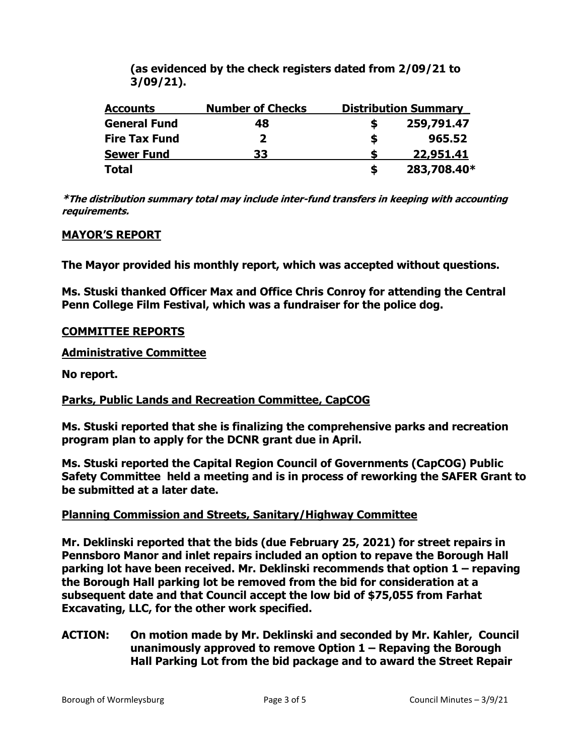**(as evidenced by the check registers dated from 2/09/21 to 3/09/21).**

| Accounts | Number of Checks | Distribution Summary |
|---|---|---|
| **General Fund** | **48** | **$ 259,791.47** |
| **Fire Tax Fund** | **2** | **$ 965.52** |
| **Sewer Fund** | **33** | **$ 22,951.41** |
| **Total** | | **$ 283,708.40*** |

***\*The distribution summary total may include inter-fund transfers in keeping with accounting requirements.***

## MAYOR'S REPORT

**The Mayor provided his monthly report, which was accepted without questions.**

**Ms. Stuski thanked Officer Max and Office Chris Conroy for attending the Central Penn College Film Festival, which was a fundraiser for the police dog.**

## COMMITTEE REPORTS

### Administrative Committee

**No report.**

### Parks, Public Lands and Recreation Committee, CapCOG

**Ms. Stuski reported that she is finalizing the comprehensive parks and recreation program plan to apply for the DCNR grant due in April.**

**Ms. Stuski reported the Capital Region Council of Governments (CapCOG) Public Safety Committee held a meeting and is in process of reworking the SAFER Grant to be submitted at a later date.**

### Planning Commission and Streets, Sanitary/Highway Committee

**Mr. Deklinski reported that the bids (due February 25, 2021) for street repairs in Pennsboro Manor and inlet repairs included an option to repave the Borough Hall parking lot have been received. Mr. Deklinski recommends that option 1 – repaving the Borough Hall parking lot be removed from the bid for consideration at a subsequent date and that Council accept the low bid of $75,055 from Farhat Excavating, LLC, for the other work specified.**

**ACTION: On motion made by Mr. Deklinski and seconded by Mr. Kahler, Council unanimously approved to remove Option 1 – Repaving the Borough Hall Parking Lot from the bid package and to award the Street Repair**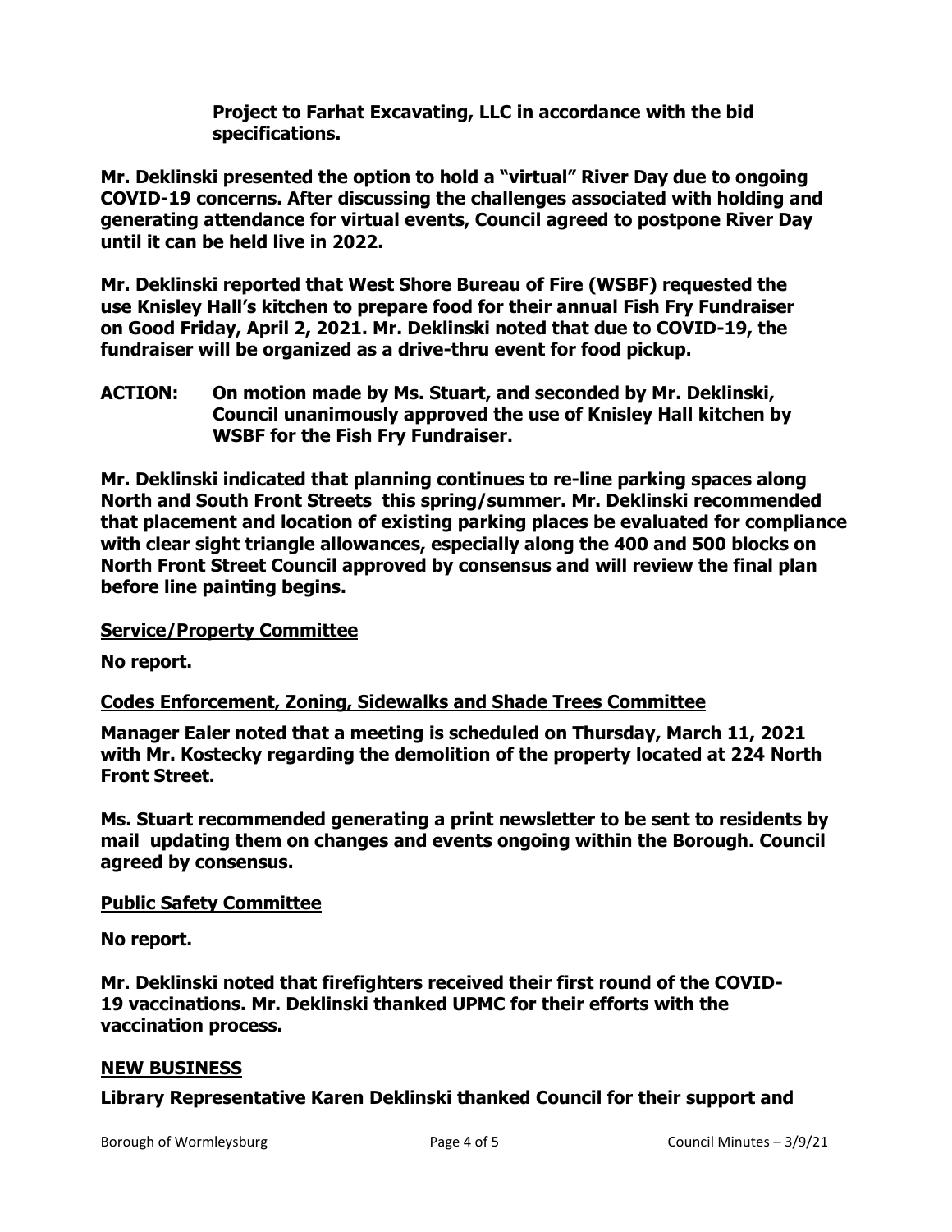**Project to Farhat Excavating, LLC in accordance with the bid specifications.**

**Mr. Deklinski presented the option to hold a "virtual" River Day due to ongoing COVID-19 concerns. After discussing the challenges associated with holding and generating attendance for virtual events, Council agreed to postpone River Day until it can be held live in 2022.**

**Mr. Deklinski reported that West Shore Bureau of Fire (WSBF) requested the use Knisley Hall's kitchen to prepare food for their annual Fish Fry Fundraiser on Good Friday, April 2, 2021. Mr. Deklinski noted that due to COVID-19, the fundraiser will be organized as a drive-thru event for food pickup.**

**ACTION: On motion made by Ms. Stuart, and seconded by Mr. Deklinski, Council unanimously approved the use of Knisley Hall kitchen by WSBF for the Fish Fry Fundraiser.**

**Mr. Deklinski indicated that planning continues to re-line parking spaces along North and South Front Streets this spring/summer. Mr. Deklinski recommended that placement and location of existing parking places be evaluated for compliance with clear sight triangle allowances, especially along the 400 and 500 blocks on North Front Street Council approved by consensus and will review the final plan before line painting begins.**

**Service/Property Committee**

**No report.**

**Codes Enforcement, Zoning, Sidewalks and Shade Trees Committee**

**Manager Ealer noted that a meeting is scheduled on Thursday, March 11, 2021 with Mr. Kostecky regarding the demolition of the property located at 224 North Front Street.**

**Ms. Stuart recommended generating a print newsletter to be sent to residents by mail updating them on changes and events ongoing within the Borough. Council agreed by consensus.**

**Public Safety Committee**

**No report.**

**Mr. Deklinski noted that firefighters received their first round of the COVID-19 vaccinations. Mr. Deklinski thanked UPMC for their efforts with the vaccination process.**

**NEW BUSINESS**

**Library Representative Karen Deklinski thanked Council for their support and**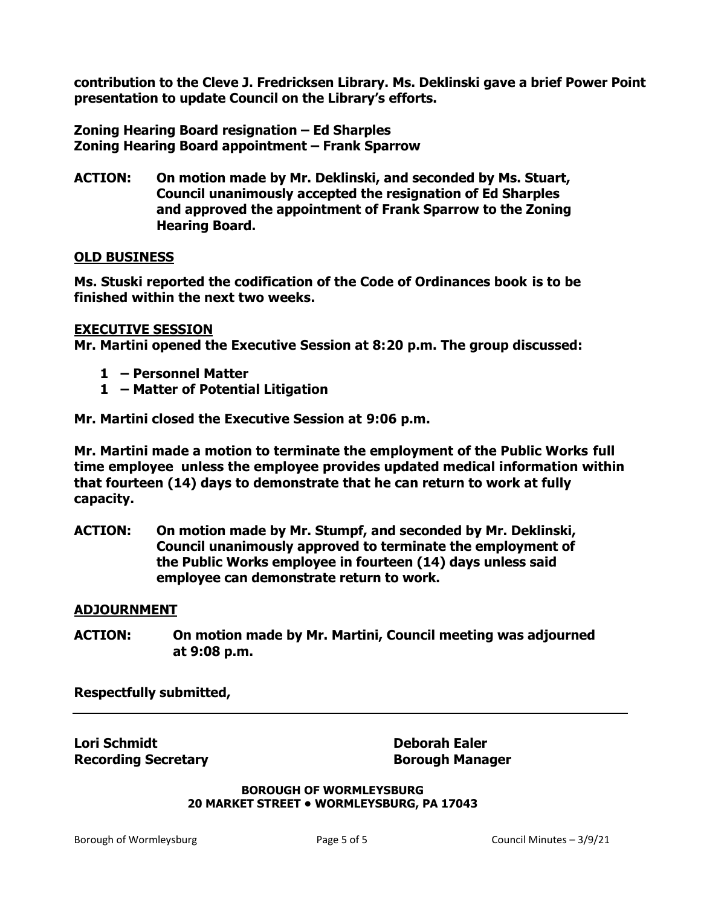**contribution to the Cleve J. Fredricksen Library. Ms. Deklinski gave a brief Power Point presentation to update Council on the Library's efforts.**

**Zoning Hearing Board resignation – Ed Sharples**
**Zoning Hearing Board appointment – Frank Sparrow**

**ACTION: On motion made by Mr. Deklinski, and seconded by Ms. Stuart, Council unanimously accepted the resignation of Ed Sharples and approved the appointment of Frank Sparrow to the Zoning Hearing Board.**

## OLD BUSINESS

**Ms. Stuski reported the codification of the Code of Ordinances book is to be finished within the next two weeks.**

## EXECUTIVE SESSION

**Mr. Martini opened the Executive Session at 8:20 p.m. The group discussed:**

- **1 – Personnel Matter**
- **1 – Matter of Potential Litigation**

**Mr. Martini closed the Executive Session at 9:06 p.m.**

**Mr. Martini made a motion to terminate the employment of the Public Works full time employee unless the employee provides updated medical information within that fourteen (14) days to demonstrate that he can return to work at fully capacity.**

**ACTION: On motion made by Mr. Stumpf, and seconded by Mr. Deklinski, Council unanimously approved to terminate the employment of the Public Works employee in fourteen (14) days unless said employee can demonstrate return to work.**

## ADJOURNMENT

**ACTION: On motion made by Mr. Martini, Council meeting was adjourned at 9:08 p.m.**

**Respectfully submitted,**

---

**Lori Schmidt**
**Recording Secretary**

**Deborah Ealer**
**Borough Manager**

**BOROUGH OF WORMLEYSBURG**
**20 MARKET STREET • WORMLEYSBURG, PA 17043**